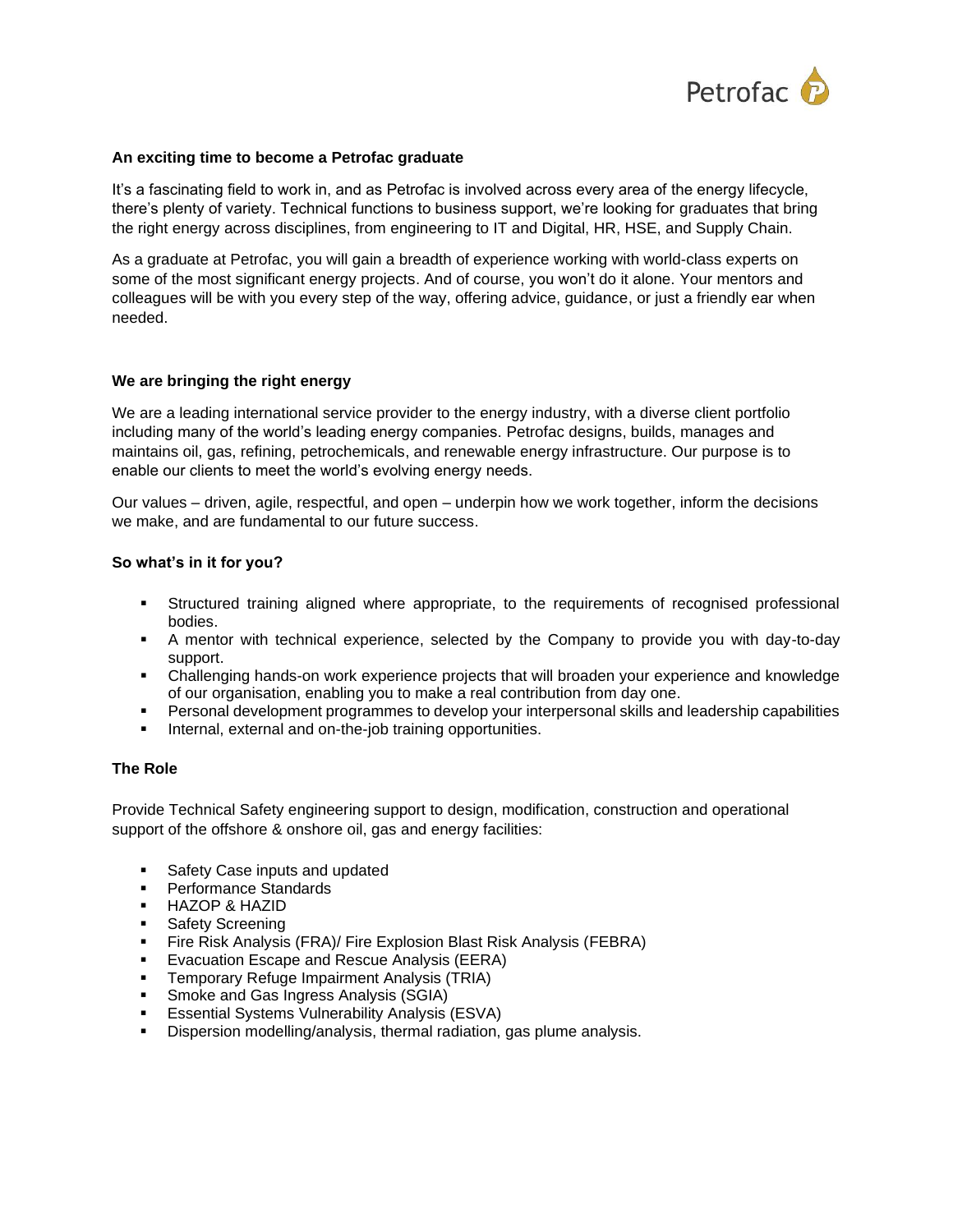## An exciting time to become a Petrofac graduate

It's a fascinating field to work in, and as Petrofac is involved across every area of the energy lifecycle, there's plenty of variety. Technical functions to business support, we're looking for graduates that bring the right energy across disciplines, from engineering to IT and Digital, HR, HSE, and Supply Chain.

As a graduate at Petrofac, you will gain a breadth of experience working with world-class experts on some of the most significant energy projects. And of course, you won't do it alone. Your mentors and colleagues will be with you every step of the way, offering advice, guidance, or just a friendly ear when needed.

## We are bringing the right energy

We are a leading international service provider to the energy industry, with a diverse client portfolio including many of the world's leading energy companies. Petrofac designs, builds, manages and maintains oil, gas, refining, petrochemicals, and renewable energy infrastructure. Our purpose is to enable our clients to meet the world's evolving energy needs.

Our values – driven, agile, respectful, and open – underpin how we work together, inform the decisions we make, and are fundamental to our future success.

## So what's in it for you?

- Structured training aligned where appropriate, to the requirements of recognised professional bodies.
- A mentor with technical experience, selected by the Company to provide you with day-to-day support.
- Challenging hands-on work experience projects that will broaden your experience and knowledge of our organisation, enabling you to make a real contribution from day one.
- Personal development programmes to develop your interpersonal skills and leadership capabilities
- Internal, external and on-the-job training opportunities.

## The Role

Provide Technical Safety engineering support to design, modification, construction and operational support of the offshore & onshore oil, gas and energy facilities:

- Safety Case inputs and updated
- Performance Standards
- HAZOP & HAZID
- Safety Screening
- Fire Risk Analysis (FRA)/ Fire Explosion Blast Risk Analysis (FEBRA)
- Evacuation Escape and Rescue Analysis (EERA)
- Temporary Refuge Impairment Analysis (TRIA)
- Smoke and Gas Ingress Analysis (SGIA)
- Essential Systems Vulnerability Analysis (ESVA)
- Dispersion modelling/analysis, thermal radiation, gas plume analysis.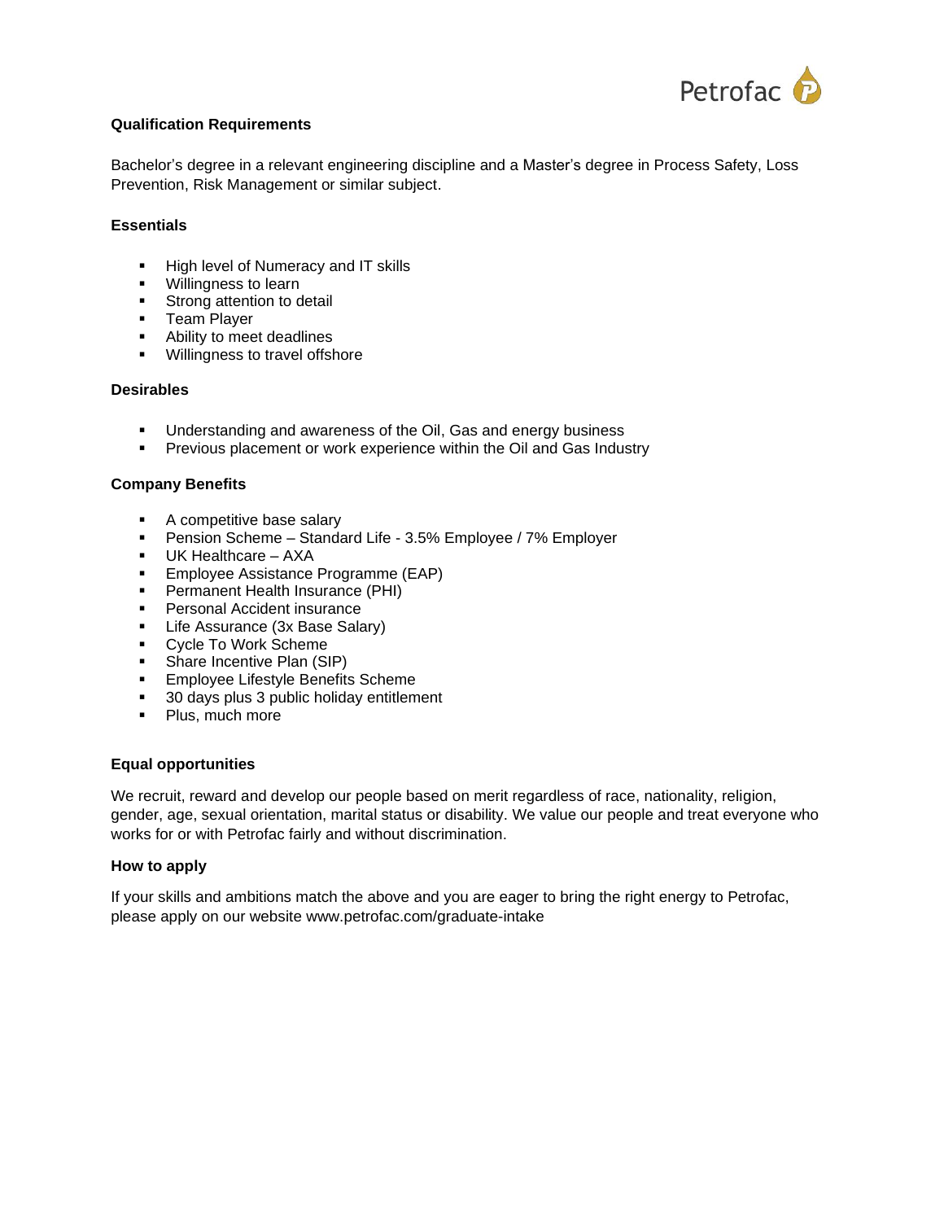**Qualification Requirements**

Bachelor's degree in a relevant engineering discipline and a Master's degree in Process Safety, Loss Prevention, Risk Management or similar subject.

**Essentials**

- High level of Numeracy and IT skills
- Willingness to learn
- Strong attention to detail
- Team Player
- Ability to meet deadlines
- Willingness to travel offshore

**Desirables**

- Understanding and awareness of the Oil, Gas and energy business
- Previous placement or work experience within the Oil and Gas Industry

**Company Benefits**

- A competitive base salary
- Pension Scheme – Standard Life - 3.5% Employee / 7% Employer
- UK Healthcare – AXA
- Employee Assistance Programme (EAP)
- Permanent Health Insurance (PHI)
- Personal Accident insurance
- Life Assurance (3x Base Salary)
- Cycle To Work Scheme
- Share Incentive Plan (SIP)
- Employee Lifestyle Benefits Scheme
- 30 days plus 3 public holiday entitlement
- Plus, much more

**Equal opportunities**

We recruit, reward and develop our people based on merit regardless of race, nationality, religion, gender, age, sexual orientation, marital status or disability. We value our people and treat everyone who works for or with Petrofac fairly and without discrimination.

**How to apply**

If your skills and ambitions match the above and you are eager to bring the right energy to Petrofac, please apply on our website www.petrofac.com/graduate-intake